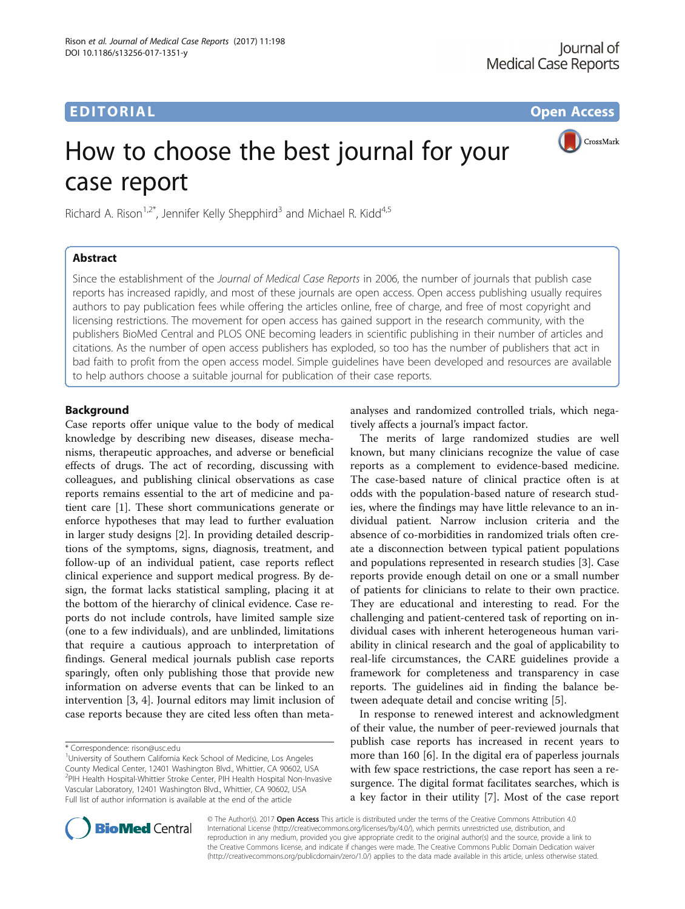EDITORIAL

Open Access

# How to choose the best journal for your case report

Richard A. Rison[1,2*], Jennifer Kelly Shepphird[3] and Michael R. Kidd[4,5]

## Abstract

Since the establishment of the *Journal of Medical Case Reports* in 2006, the number of journals that publish case reports has increased rapidly, and most of these journals are open access. Open access publishing usually requires authors to pay publication fees while offering the articles online, free of charge, and free of most copyright and licensing restrictions. The movement for open access has gained support in the research community, with the publishers BioMed Central and PLOS ONE becoming leaders in scientific publishing in their number of articles and citations. As the number of open access publishers has exploded, so too has the number of publishers that act in bad faith to profit from the open access model. Simple guidelines have been developed and resources are available to help authors choose a suitable journal for publication of their case reports.

## Background

Case reports offer unique value to the body of medical knowledge by describing new diseases, disease mechanisms, therapeutic approaches, and adverse or beneficial effects of drugs. The act of recording, discussing with colleagues, and publishing clinical observations as case reports remains essential to the art of medicine and patient care [1]. These short communications generate or enforce hypotheses that may lead to further evaluation in larger study designs [2]. In providing detailed descriptions of the symptoms, signs, diagnosis, treatment, and follow-up of an individual patient, case reports reflect clinical experience and support medical progress. By design, the format lacks statistical sampling, placing it at the bottom of the hierarchy of clinical evidence. Case reports do not include controls, have limited sample size (one to a few individuals), and are unblinded, limitations that require a cautious approach to interpretation of findings. General medical journals publish case reports sparingly, often only publishing those that provide new information on adverse events that can be linked to an intervention [3, 4]. Journal editors may limit inclusion of case reports because they are cited less often than meta-analyses and randomized controlled trials, which negatively affects a journal's impact factor.

The merits of large randomized studies are well known, but many clinicians recognize the value of case reports as a complement to evidence-based medicine. The case-based nature of clinical practice often is at odds with the population-based nature of research studies, where the findings may have little relevance to an individual patient. Narrow inclusion criteria and the absence of co-morbidities in randomized trials often create a disconnection between typical patient populations and populations represented in research studies [3]. Case reports provide enough detail on one or a small number of patients for clinicians to relate to their own practice. They are educational and interesting to read. For the challenging and patient-centered task of reporting on individual cases with inherent heterogeneous human variability in clinical research and the goal of applicability to real-life circumstances, the CARE guidelines provide a framework for completeness and transparency in case reports. The guidelines aid in finding the balance between adequate detail and concise writing [5].

In response to renewed interest and acknowledgment of their value, the number of peer-reviewed journals that publish case reports has increased in recent years to more than 160 [6]. In the digital era of paperless journals with few space restrictions, the case report has seen a resurgence. The digital format facilitates searches, which is a key factor in their utility [7]. Most of the case report

\* Correspondence: rison@usc.edu

[1]University of Southern California Keck School of Medicine, Los Angeles County Medical Center, 12401 Washington Blvd., Whittier, CA 90602, USA

[2]PIH Health Hospital-Whittier Stroke Center, PIH Health Hospital Non-Invasive Vascular Laboratory, 12401 Washington Blvd., Whittier, CA 90602, USA

Full list of author information is available at the end of the article

© The Author(s). 2017 **Open Access** This article is distributed under the terms of the Creative Commons Attribution 4.0 International License (http://creativecommons.org/licenses/by/4.0/), which permits unrestricted use, distribution, and reproduction in any medium, provided you give appropriate credit to the original author(s) and the source, provide a link to the Creative Commons license, and indicate if changes were made. The Creative Commons Public Domain Dedication waiver (http://creativecommons.org/publicdomain/zero/1.0/) applies to the data made available in this article, unless otherwise stated.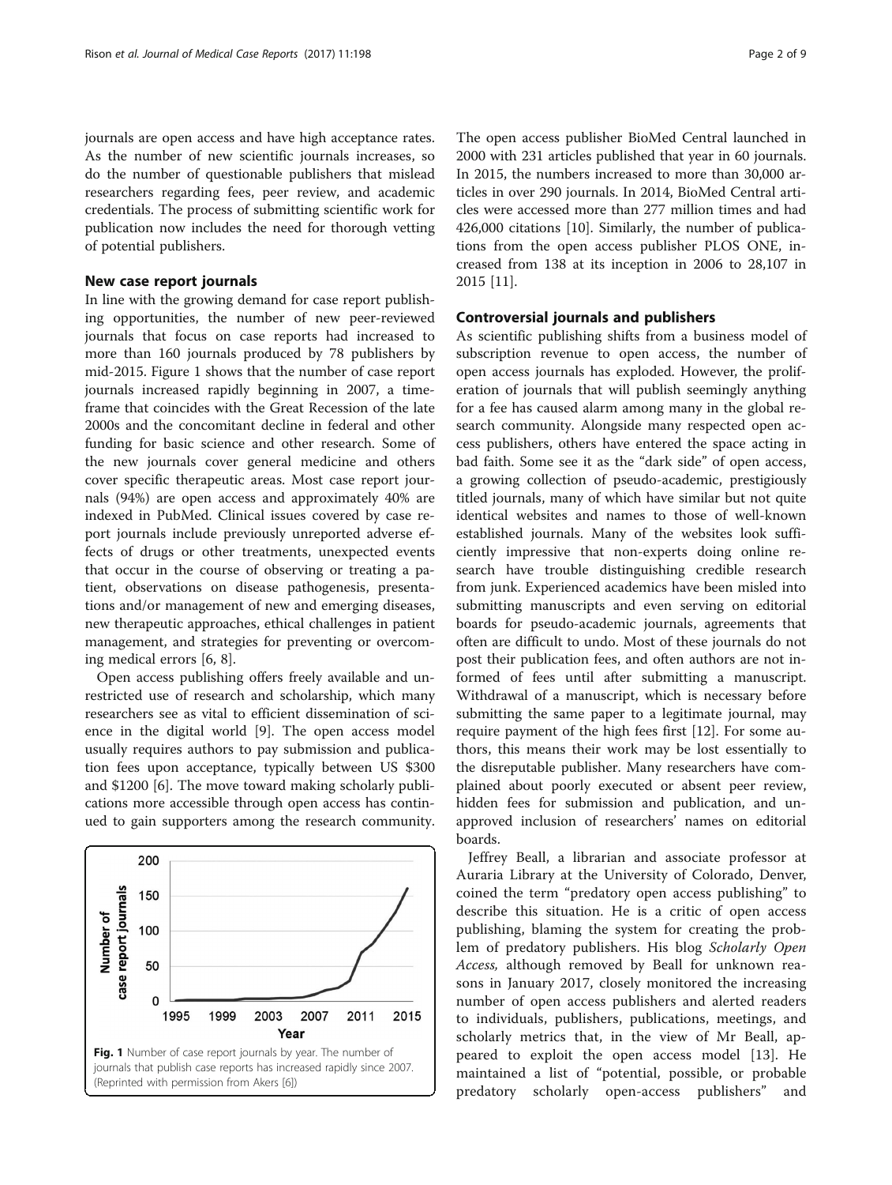journals are open access and have high acceptance rates. As the number of new scientific journals increases, so do the number of questionable publishers that mislead researchers regarding fees, peer review, and academic credentials. The process of submitting scientific work for publication now includes the need for thorough vetting of potential publishers.

## New case report journals

In line with the growing demand for case report publishing opportunities, the number of new peer-reviewed journals that focus on case reports had increased to more than 160 journals produced by 78 publishers by mid-2015. Figure 1 shows that the number of case report journals increased rapidly beginning in 2007, a timeframe that coincides with the Great Recession of the late 2000s and the concomitant decline in federal and other funding for basic science and other research. Some of the new journals cover general medicine and others cover specific therapeutic areas. Most case report journals (94%) are open access and approximately 40% are indexed in PubMed. Clinical issues covered by case report journals include previously unreported adverse effects of drugs or other treatments, unexpected events that occur in the course of observing or treating a patient, observations on disease pathogenesis, presentations and/or management of new and emerging diseases, new therapeutic approaches, ethical challenges in patient management, and strategies for preventing or overcoming medical errors [6, 8].

Open access publishing offers freely available and unrestricted use of research and scholarship, which many researchers see as vital to efficient dissemination of science in the digital world [9]. The open access model usually requires authors to pay submission and publication fees upon acceptance, typically between US $300 and $1200 [6]. The move toward making scholarly publications more accessible through open access has continued to gain supporters among the research community.

**Fig. 1** Number of case report journals by year. The number of journals that publish case reports has increased rapidly since 2007. (Reprinted with permission from Akers [6])

The open access publisher BioMed Central launched in 2000 with 231 articles published that year in 60 journals. In 2015, the numbers increased to more than 30,000 articles in over 290 journals. In 2014, BioMed Central articles were accessed more than 277 million times and had 426,000 citations [10]. Similarly, the number of publications from the open access publisher PLOS ONE, increased from 138 at its inception in 2006 to 28,107 in 2015 [11].

## Controversial journals and publishers

As scientific publishing shifts from a business model of subscription revenue to open access, the number of open access journals has exploded. However, the proliferation of journals that will publish seemingly anything for a fee has caused alarm among many in the global research community. Alongside many respected open access publishers, others have entered the space acting in bad faith. Some see it as the "dark side" of open access, a growing collection of pseudo-academic, prestigiously titled journals, many of which have similar but not quite identical websites and names to those of well-known established journals. Many of the websites look sufficiently impressive that non-experts doing online research have trouble distinguishing credible research from junk. Experienced academics have been misled into submitting manuscripts and even serving on editorial boards for pseudo-academic journals, agreements that often are difficult to undo. Most of these journals do not post their publication fees, and often authors are not informed of fees until after submitting a manuscript. Withdrawal of a manuscript, which is necessary before submitting the same paper to a legitimate journal, may require payment of the high fees first [12]. For some authors, this means their work may be lost essentially to the disreputable publisher. Many researchers have complained about poorly executed or absent peer review, hidden fees for submission and publication, and unapproved inclusion of researchers' names on editorial boards.

Jeffrey Beall, a librarian and associate professor at Auraria Library at the University of Colorado, Denver, coined the term "predatory open access publishing" to describe this situation. He is a critic of open access publishing, blaming the system for creating the problem of predatory publishers. His blog *Scholarly Open Access*, although removed by Beall for unknown reasons in January 2017, closely monitored the increasing number of open access publishers and alerted readers to individuals, publishers, publications, meetings, and scholarly metrics that, in the view of Mr Beall, appeared to exploit the open access model [13]. He maintained a list of "potential, possible, or probable predatory scholarly open-access publishers" and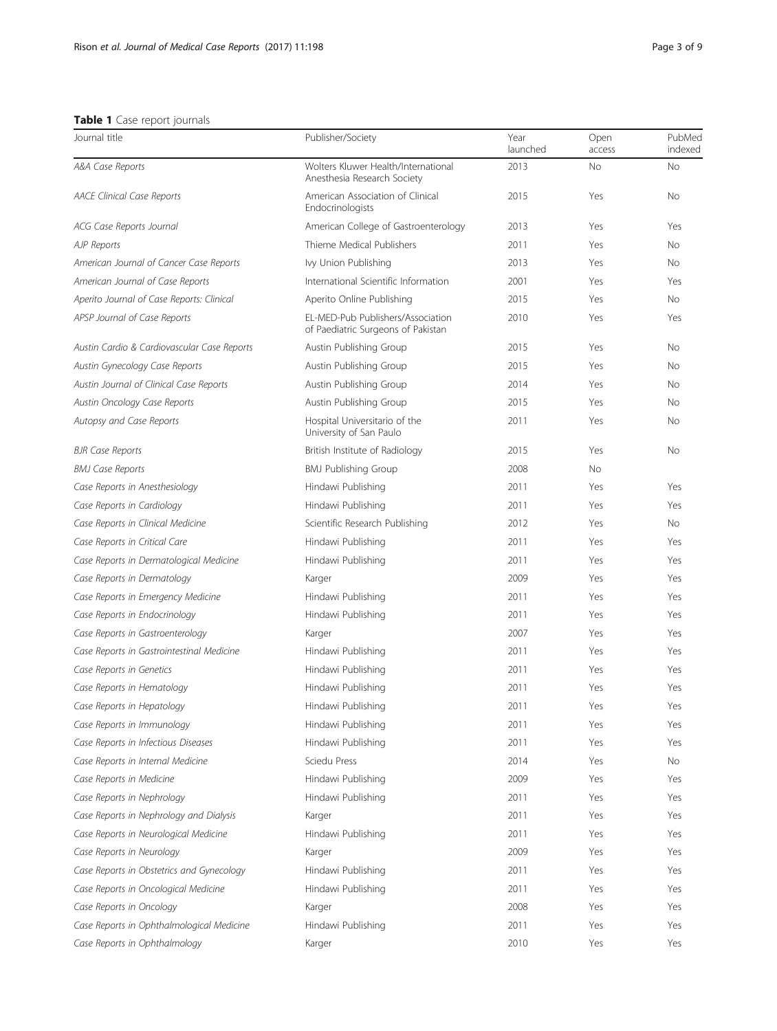**Table 1** Case report journals

| Journal title | Publisher/Society | Year launched | Open access | PubMed indexed |
|---|---|---|---|---|
| *A&A Case Reports* | Wolters Kluwer Health/International Anesthesia Research Society | 2013 | No | No |
| *AACE Clinical Case Reports* | American Association of Clinical Endocrinologists | 2015 | Yes | No |
| *ACG Case Reports Journal* | American College of Gastroenterology | 2013 | Yes | Yes |
| *AJP Reports* | Thieme Medical Publishers | 2011 | Yes | No |
| *American Journal of Cancer Case Reports* | Ivy Union Publishing | 2013 | Yes | No |
| *American Journal of Case Reports* | International Scientific Information | 2001 | Yes | Yes |
| *Aperito Journal of Case Reports: Clinical* | Aperito Online Publishing | 2015 | Yes | No |
| *APSP Journal of Case Reports* | EL-MED-Pub Publishers/Association of Paediatric Surgeons of Pakistan | 2010 | Yes | Yes |
| *Austin Cardio & Cardiovascular Case Reports* | Austin Publishing Group | 2015 | Yes | No |
| *Austin Gynecology Case Reports* | Austin Publishing Group | 2015 | Yes | No |
| *Austin Journal of Clinical Case Reports* | Austin Publishing Group | 2014 | Yes | No |
| *Austin Oncology Case Reports* | Austin Publishing Group | 2015 | Yes | No |
| *Autopsy and Case Reports* | Hospital Universitario of the University of San Paulo | 2011 | Yes | No |
| *BJR Case Reports* | British Institute of Radiology | 2015 | Yes | No |
| *BMJ Case Reports* | BMJ Publishing Group | 2008 | No | |
| *Case Reports in Anesthesiology* | Hindawi Publishing | 2011 | Yes | Yes |
| *Case Reports in Cardiology* | Hindawi Publishing | 2011 | Yes | Yes |
| *Case Reports in Clinical Medicine* | Scientific Research Publishing | 2012 | Yes | No |
| *Case Reports in Critical Care* | Hindawi Publishing | 2011 | Yes | Yes |
| *Case Reports in Dermatological Medicine* | Hindawi Publishing | 2011 | Yes | Yes |
| *Case Reports in Dermatology* | Karger | 2009 | Yes | Yes |
| *Case Reports in Emergency Medicine* | Hindawi Publishing | 2011 | Yes | Yes |
| *Case Reports in Endocrinology* | Hindawi Publishing | 2011 | Yes | Yes |
| *Case Reports in Gastroenterology* | Karger | 2007 | Yes | Yes |
| *Case Reports in Gastrointestinal Medicine* | Hindawi Publishing | 2011 | Yes | Yes |
| *Case Reports in Genetics* | Hindawi Publishing | 2011 | Yes | Yes |
| *Case Reports in Hematology* | Hindawi Publishing | 2011 | Yes | Yes |
| *Case Reports in Hepatology* | Hindawi Publishing | 2011 | Yes | Yes |
| *Case Reports in Immunology* | Hindawi Publishing | 2011 | Yes | Yes |
| *Case Reports in Infectious Diseases* | Hindawi Publishing | 2011 | Yes | Yes |
| *Case Reports in Internal Medicine* | Sciedu Press | 2014 | Yes | No |
| *Case Reports in Medicine* | Hindawi Publishing | 2009 | Yes | Yes |
| *Case Reports in Nephrology* | Hindawi Publishing | 2011 | Yes | Yes |
| *Case Reports in Nephrology and Dialysis* | Karger | 2011 | Yes | Yes |
| *Case Reports in Neurological Medicine* | Hindawi Publishing | 2011 | Yes | Yes |
| *Case Reports in Neurology* | Karger | 2009 | Yes | Yes |
| *Case Reports in Obstetrics and Gynecology* | Hindawi Publishing | 2011 | Yes | Yes |
| *Case Reports in Oncological Medicine* | Hindawi Publishing | 2011 | Yes | Yes |
| *Case Reports in Oncology* | Karger | 2008 | Yes | Yes |
| *Case Reports in Ophthalmological Medicine* | Hindawi Publishing | 2011 | Yes | Yes |
| *Case Reports in Ophthalmology* | Karger | 2010 | Yes | Yes |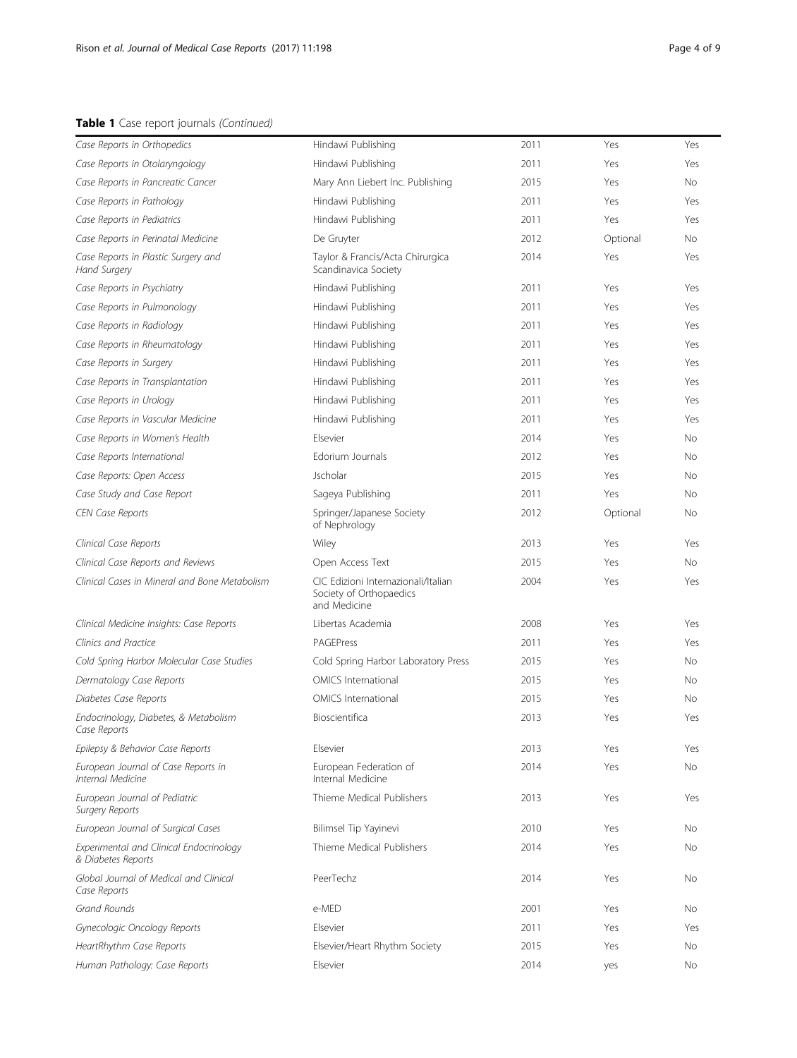**Table 1** Case report journals *(Continued)*

| | | | | |
|---|---|---|---|---|
| *Case Reports in Orthopedics* | Hindawi Publishing | 2011 | Yes | Yes |
| *Case Reports in Otolaryngology* | Hindawi Publishing | 2011 | Yes | Yes |
| *Case Reports in Pancreatic Cancer* | Mary Ann Liebert Inc. Publishing | 2015 | Yes | No |
| *Case Reports in Pathology* | Hindawi Publishing | 2011 | Yes | Yes |
| *Case Reports in Pediatrics* | Hindawi Publishing | 2011 | Yes | Yes |
| *Case Reports in Perinatal Medicine* | De Gruyter | 2012 | Optional | No |
| *Case Reports in Plastic Surgery and Hand Surgery* | Taylor & Francis/Acta Chirurgica Scandinavica Society | 2014 | Yes | Yes |
| *Case Reports in Psychiatry* | Hindawi Publishing | 2011 | Yes | Yes |
| *Case Reports in Pulmonology* | Hindawi Publishing | 2011 | Yes | Yes |
| *Case Reports in Radiology* | Hindawi Publishing | 2011 | Yes | Yes |
| *Case Reports in Rheumatology* | Hindawi Publishing | 2011 | Yes | Yes |
| *Case Reports in Surgery* | Hindawi Publishing | 2011 | Yes | Yes |
| *Case Reports in Transplantation* | Hindawi Publishing | 2011 | Yes | Yes |
| *Case Reports in Urology* | Hindawi Publishing | 2011 | Yes | Yes |
| *Case Reports in Vascular Medicine* | Hindawi Publishing | 2011 | Yes | Yes |
| *Case Reports in Women's Health* | Elsevier | 2014 | Yes | No |
| *Case Reports International* | Edorium Journals | 2012 | Yes | No |
| *Case Reports: Open Access* | Jscholar | 2015 | Yes | No |
| *Case Study and Case Report* | Sageya Publishing | 2011 | Yes | No |
| *CEN Case Reports* | Springer/Japanese Society of Nephrology | 2012 | Optional | No |
| *Clinical Case Reports* | Wiley | 2013 | Yes | Yes |
| *Clinical Case Reports and Reviews* | Open Access Text | 2015 | Yes | No |
| *Clinical Cases in Mineral and Bone Metabolism* | CIC Edizioni Internazionali/Italian Society of Orthopaedics and Medicine | 2004 | Yes | Yes |
| *Clinical Medicine Insights: Case Reports* | Libertas Academia | 2008 | Yes | Yes |
| *Clinics and Practice* | PAGEPress | 2011 | Yes | Yes |
| *Cold Spring Harbor Molecular Case Studies* | Cold Spring Harbor Laboratory Press | 2015 | Yes | No |
| *Dermatology Case Reports* | OMICS International | 2015 | Yes | No |
| *Diabetes Case Reports* | OMICS International | 2015 | Yes | No |
| *Endocrinology, Diabetes, & Metabolism Case Reports* | Bioscientifica | 2013 | Yes | Yes |
| *Epilepsy & Behavior Case Reports* | Elsevier | 2013 | Yes | Yes |
| *European Journal of Case Reports in Internal Medicine* | European Federation of Internal Medicine | 2014 | Yes | No |
| *European Journal of Pediatric Surgery Reports* | Thieme Medical Publishers | 2013 | Yes | Yes |
| *European Journal of Surgical Cases* | Bilimsel Tip Yayinevi | 2010 | Yes | No |
| *Experimental and Clinical Endocrinology & Diabetes Reports* | Thieme Medical Publishers | 2014 | Yes | No |
| *Global Journal of Medical and Clinical Case Reports* | PeerTechz | 2014 | Yes | No |
| *Grand Rounds* | e-MED | 2001 | Yes | No |
| *Gynecologic Oncology Reports* | Elsevier | 2011 | Yes | Yes |
| *HeartRhythm Case Reports* | Elsevier/Heart Rhythm Society | 2015 | Yes | No |
| *Human Pathology: Case Reports* | Elsevier | 2014 | yes | No |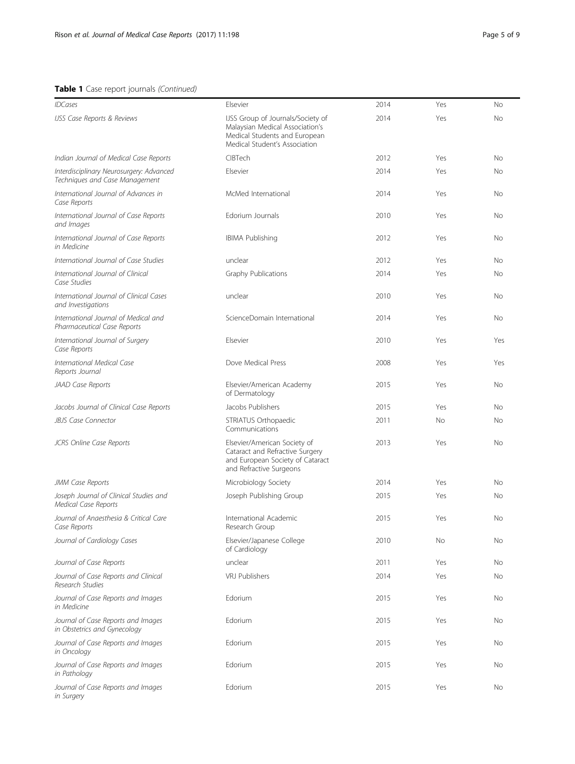**Table 1** Case report journals *(Continued)*

| | | | | |
|---|---|---|---|---|
| *IDCases* | Elsevier | 2014 | Yes | No |
| *IJSS Case Reports & Reviews* | IJSS Group of Journals/Society of Malaysian Medical Association's Medical Students and European Medical Student's Association | 2014 | Yes | No |
| *Indian Journal of Medical Case Reports* | CIBTech | 2012 | Yes | No |
| *Interdisciplinary Neurosurgery: Advanced Techniques and Case Management* | Elsevier | 2014 | Yes | No |
| *International Journal of Advances in Case Reports* | McMed International | 2014 | Yes | No |
| *International Journal of Case Reports and Images* | Edorium Journals | 2010 | Yes | No |
| *International Journal of Case Reports in Medicine* | IBIMA Publishing | 2012 | Yes | No |
| *International Journal of Case Studies* | unclear | 2012 | Yes | No |
| *International Journal of Clinical Case Studies* | Graphy Publications | 2014 | Yes | No |
| *International Journal of Clinical Cases and Investigations* | unclear | 2010 | Yes | No |
| *International Journal of Medical and Pharmaceutical Case Reports* | ScienceDomain International | 2014 | Yes | No |
| *International Journal of Surgery Case Reports* | Elsevier | 2010 | Yes | Yes |
| *International Medical Case Reports Journal* | Dove Medical Press | 2008 | Yes | Yes |
| *JAAD Case Reports* | Elsevier/American Academy of Dermatology | 2015 | Yes | No |
| *Jacobs Journal of Clinical Case Reports* | Jacobs Publishers | 2015 | Yes | No |
| *JBJS Case Connector* | STRIATUS Orthopaedic Communications | 2011 | No | No |
| *JCRS Online Case Reports* | Elsevier/American Society of Cataract and Refractive Surgery and European Society of Cataract and Refractive Surgeons | 2013 | Yes | No |
| *JMM Case Reports* | Microbiology Society | 2014 | Yes | No |
| *Joseph Journal of Clinical Studies and Medical Case Reports* | Joseph Publishing Group | 2015 | Yes | No |
| *Journal of Anaesthesia & Critical Care Case Reports* | International Academic Research Group | 2015 | Yes | No |
| *Journal of Cardiology Cases* | Elsevier/Japanese College of Cardiology | 2010 | No | No |
| *Journal of Case Reports* | unclear | 2011 | Yes | No |
| *Journal of Case Reports and Clinical Research Studies* | VRJ Publishers | 2014 | Yes | No |
| *Journal of Case Reports and Images in Medicine* | Edorium | 2015 | Yes | No |
| *Journal of Case Reports and Images in Obstetrics and Gynecology* | Edorium | 2015 | Yes | No |
| *Journal of Case Reports and Images in Oncology* | Edorium | 2015 | Yes | No |
| *Journal of Case Reports and Images in Pathology* | Edorium | 2015 | Yes | No |
| *Journal of Case Reports and Images in Surgery* | Edorium | 2015 | Yes | No |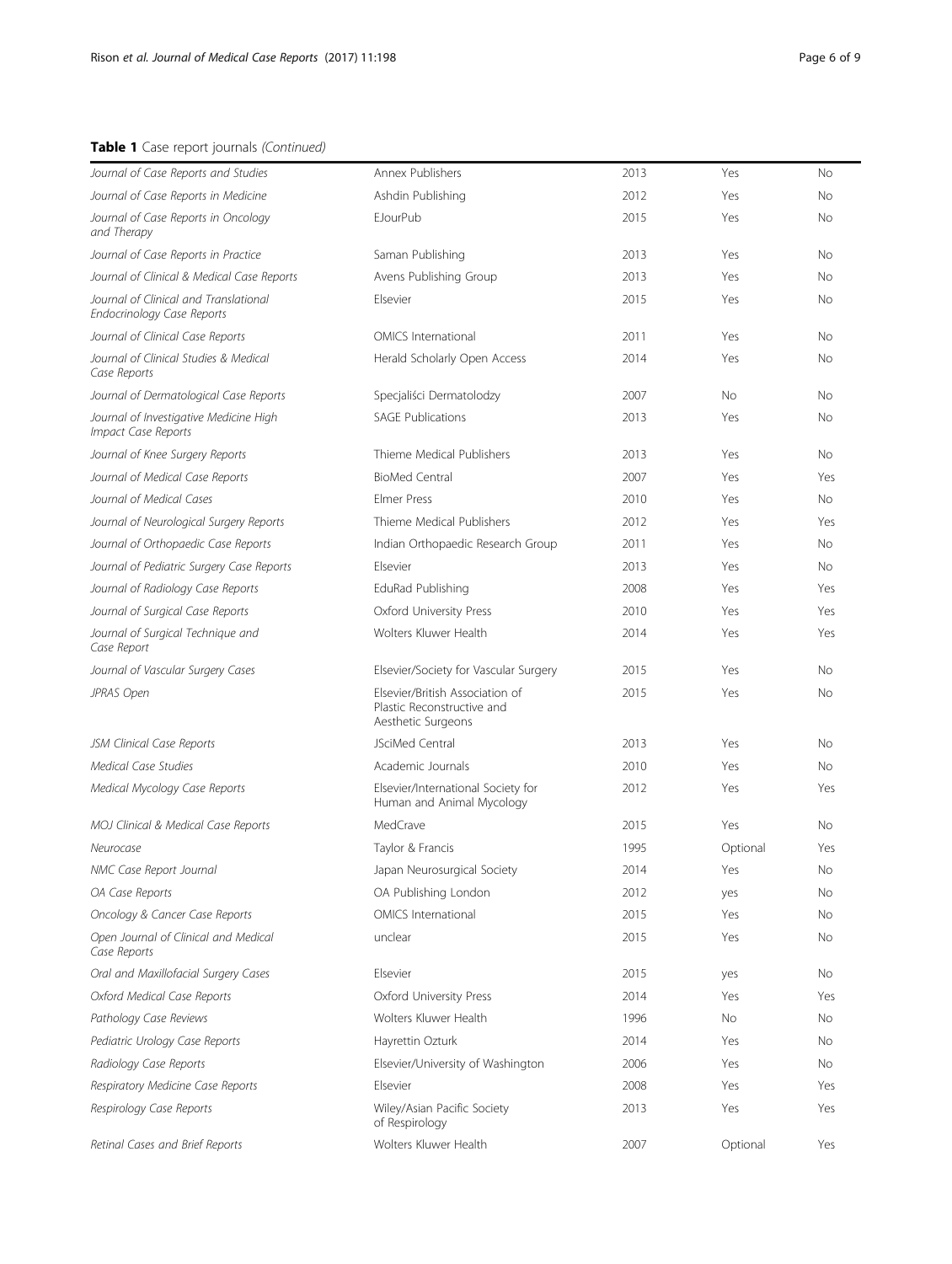**Table 1** Case report journals *(Continued)*

| | | | | |
|---|---|---|---|---|
| *Journal of Case Reports and Studies* | Annex Publishers | 2013 | Yes | No |
| *Journal of Case Reports in Medicine* | Ashdin Publishing | 2012 | Yes | No |
| *Journal of Case Reports in Oncology and Therapy* | EJourPub | 2015 | Yes | No |
| *Journal of Case Reports in Practice* | Saman Publishing | 2013 | Yes | No |
| *Journal of Clinical & Medical Case Reports* | Avens Publishing Group | 2013 | Yes | No |
| *Journal of Clinical and Translational Endocrinology Case Reports* | Elsevier | 2015 | Yes | No |
| *Journal of Clinical Case Reports* | OMICS International | 2011 | Yes | No |
| *Journal of Clinical Studies & Medical Case Reports* | Herald Scholarly Open Access | 2014 | Yes | No |
| *Journal of Dermatological Case Reports* | Specjaliści Dermatolodzy | 2007 | No | No |
| *Journal of Investigative Medicine High Impact Case Reports* | SAGE Publications | 2013 | Yes | No |
| *Journal of Knee Surgery Reports* | Thieme Medical Publishers | 2013 | Yes | No |
| *Journal of Medical Case Reports* | BioMed Central | 2007 | Yes | Yes |
| *Journal of Medical Cases* | Elmer Press | 2010 | Yes | No |
| *Journal of Neurological Surgery Reports* | Thieme Medical Publishers | 2012 | Yes | Yes |
| *Journal of Orthopaedic Case Reports* | Indian Orthopaedic Research Group | 2011 | Yes | No |
| *Journal of Pediatric Surgery Case Reports* | Elsevier | 2013 | Yes | No |
| *Journal of Radiology Case Reports* | EduRad Publishing | 2008 | Yes | Yes |
| *Journal of Surgical Case Reports* | Oxford University Press | 2010 | Yes | Yes |
| *Journal of Surgical Technique and Case Report* | Wolters Kluwer Health | 2014 | Yes | Yes |
| *Journal of Vascular Surgery Cases* | Elsevier/Society for Vascular Surgery | 2015 | Yes | No |
| *JPRAS Open* | Elsevier/British Association of Plastic Reconstructive and Aesthetic Surgeons | 2015 | Yes | No |
| *JSM Clinical Case Reports* | JSciMed Central | 2013 | Yes | No |
| *Medical Case Studies* | Academic Journals | 2010 | Yes | No |
| *Medical Mycology Case Reports* | Elsevier/International Society for Human and Animal Mycology | 2012 | Yes | Yes |
| *MOJ Clinical & Medical Case Reports* | MedCrave | 2015 | Yes | No |
| *Neurocase* | Taylor & Francis | 1995 | Optional | Yes |
| *NMC Case Report Journal* | Japan Neurosurgical Society | 2014 | Yes | No |
| *OA Case Reports* | OA Publishing London | 2012 | yes | No |
| *Oncology & Cancer Case Reports* | OMICS International | 2015 | Yes | No |
| *Open Journal of Clinical and Medical Case Reports* | unclear | 2015 | Yes | No |
| *Oral and Maxillofacial Surgery Cases* | Elsevier | 2015 | yes | No |
| *Oxford Medical Case Reports* | Oxford University Press | 2014 | Yes | Yes |
| *Pathology Case Reviews* | Wolters Kluwer Health | 1996 | No | No |
| *Pediatric Urology Case Reports* | Hayrettin Ozturk | 2014 | Yes | No |
| *Radiology Case Reports* | Elsevier/University of Washington | 2006 | Yes | No |
| *Respiratory Medicine Case Reports* | Elsevier | 2008 | Yes | Yes |
| *Respirology Case Reports* | Wiley/Asian Pacific Society of Respirology | 2013 | Yes | Yes |
| *Retinal Cases and Brief Reports* | Wolters Kluwer Health | 2007 | Optional | Yes |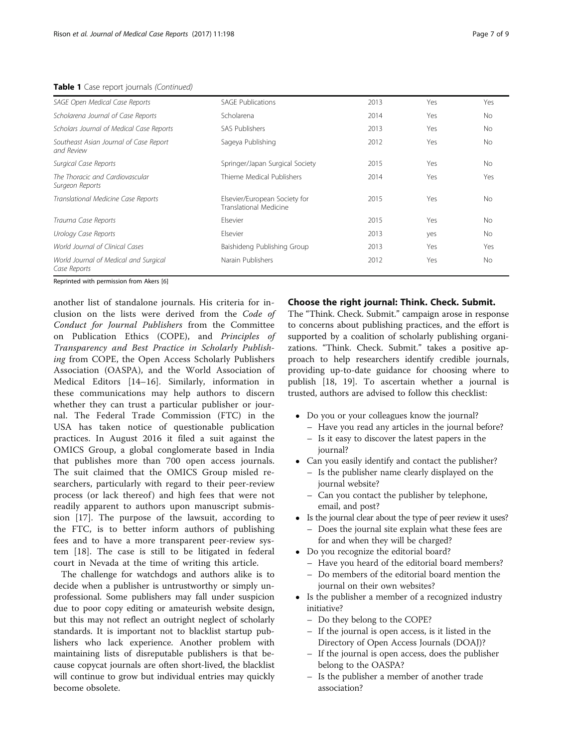**Table 1** Case report journals *(Continued)*

| | | | | |
|---|---|---|---|---|
| *SAGE Open Medical Case Reports* | SAGE Publications | 2013 | Yes | Yes |
| *Scholarena Journal of Case Reports* | Scholarena | 2014 | Yes | No |
| *Scholars Journal of Medical Case Reports* | SAS Publishers | 2013 | Yes | No |
| *Southeast Asian Journal of Case Report and Review* | Sageya Publishing | 2012 | Yes | No |
| *Surgical Case Reports* | Springer/Japan Surgical Society | 2015 | Yes | No |
| *The Thoracic and Cardiovascular Surgeon Reports* | Thieme Medical Publishers | 2014 | Yes | Yes |
| *Translational Medicine Case Reports* | Elsevier/European Society for Translational Medicine | 2015 | Yes | No |
| *Trauma Case Reports* | Elsevier | 2015 | Yes | No |
| *Urology Case Reports* | Elsevier | 2013 | yes | No |
| *World Journal of Clinical Cases* | Baishideng Publishing Group | 2013 | Yes | Yes |
| *World Journal of Medical and Surgical Case Reports* | Narain Publishers | 2012 | Yes | No |

Reprinted with permission from Akers [6]

another list of standalone journals. His criteria for inclusion on the lists were derived from the *Code of Conduct for Journal Publishers* from the Committee on Publication Ethics (COPE), and *Principles of Transparency and Best Practice in Scholarly Publishing* from COPE, the Open Access Scholarly Publishers Association (OASPA), and the World Association of Medical Editors [14–16]. Similarly, information in these communications may help authors to discern whether they can trust a particular publisher or journal. The Federal Trade Commission (FTC) in the USA has taken notice of questionable publication practices. In August 2016 it filed a suit against the OMICS Group, a global conglomerate based in India that publishes more than 700 open access journals. The suit claimed that the OMICS Group misled researchers, particularly with regard to their peer-review process (or lack thereof) and high fees that were not readily apparent to authors upon manuscript submission [17]. The purpose of the lawsuit, according to the FTC, is to better inform authors of publishing fees and to have a more transparent peer-review system [18]. The case is still to be litigated in federal court in Nevada at the time of writing this article.

The challenge for watchdogs and authors alike is to decide when a publisher is untrustworthy or simply unprofessional. Some publishers may fall under suspicion due to poor copy editing or amateurish website design, but this may not reflect an outright neglect of scholarly standards. It is important not to blacklist startup publishers who lack experience. Another problem with maintaining lists of disreputable publishers is that because copycat journals are often short-lived, the blacklist will continue to grow but individual entries may quickly become obsolete.

## Choose the right journal: Think. Check. Submit.

The "Think. Check. Submit." campaign arose in response to concerns about publishing practices, and the effort is supported by a coalition of scholarly publishing organizations. "Think. Check. Submit." takes a positive approach to help researchers identify credible journals, providing up-to-date guidance for choosing where to publish [18, 19]. To ascertain whether a journal is trusted, authors are advised to follow this checklist:

- Do you or your colleagues know the journal?
  - Have you read any articles in the journal before?
  - Is it easy to discover the latest papers in the journal?
- Can you easily identify and contact the publisher?
  - Is the publisher name clearly displayed on the journal website?
  - Can you contact the publisher by telephone, email, and post?
- Is the journal clear about the type of peer review it uses?
  - Does the journal site explain what these fees are for and when they will be charged?
- Do you recognize the editorial board?
  - Have you heard of the editorial board members?
  - Do members of the editorial board mention the journal on their own websites?
- Is the publisher a member of a recognized industry initiative?
  - Do they belong to the COPE?
  - If the journal is open access, is it listed in the Directory of Open Access Journals (DOAJ)?
  - If the journal is open access, does the publisher belong to the OASPA?
  - Is the publisher a member of another trade association?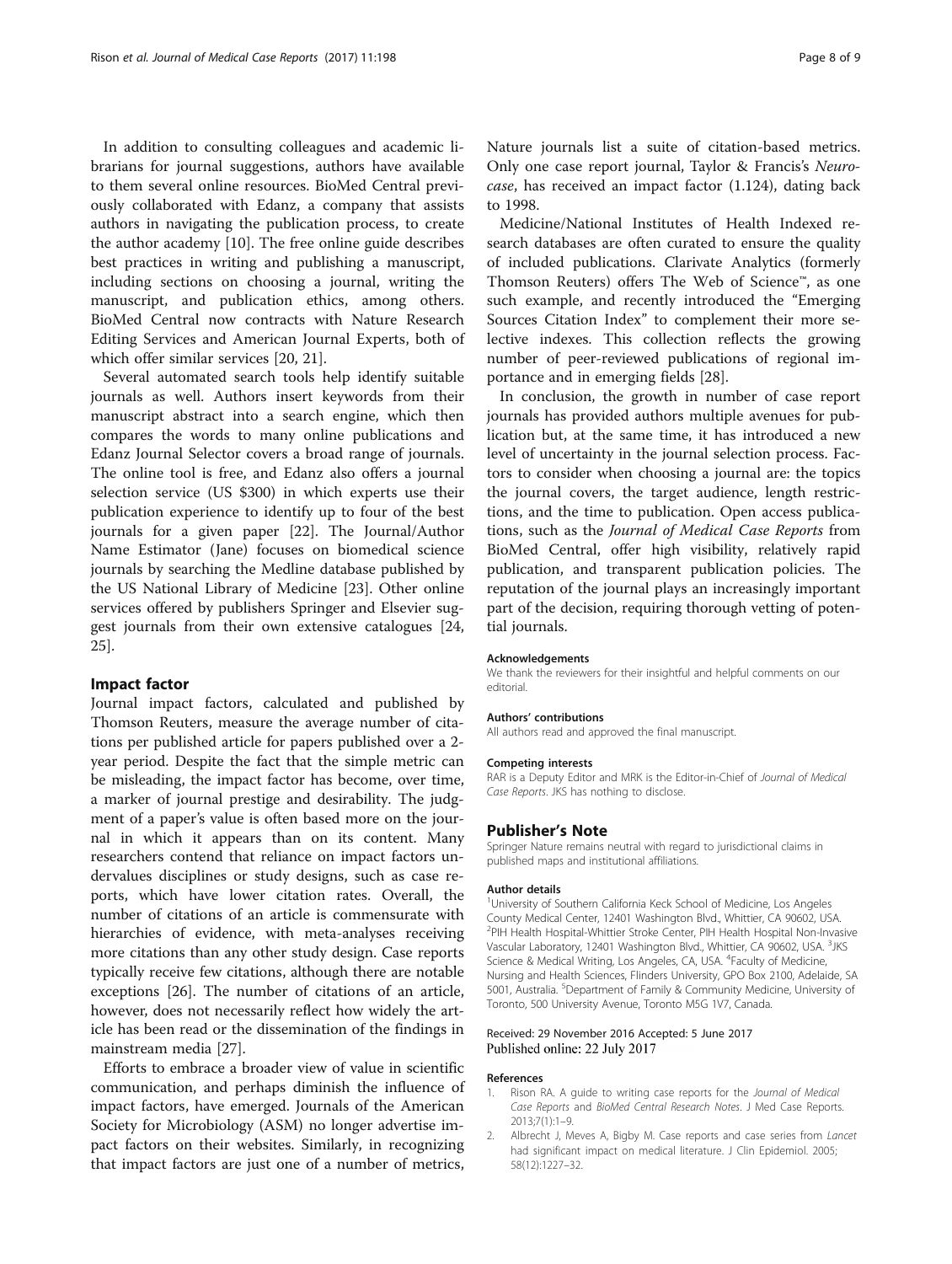In addition to consulting colleagues and academic librarians for journal suggestions, authors have available to them several online resources. BioMed Central previously collaborated with Edanz, a company that assists authors in navigating the publication process, to create the author academy [10]. The free online guide describes best practices in writing and publishing a manuscript, including sections on choosing a journal, writing the manuscript, and publication ethics, among others. BioMed Central now contracts with Nature Research Editing Services and American Journal Experts, both of which offer similar services [20, 21].

Several automated search tools help identify suitable journals as well. Authors insert keywords from their manuscript abstract into a search engine, which then compares the words to many online publications and Edanz Journal Selector covers a broad range of journals. The online tool is free, and Edanz also offers a journal selection service (US $300) in which experts use their publication experience to identify up to four of the best journals for a given paper [22]. The Journal/Author Name Estimator (Jane) focuses on biomedical science journals by searching the Medline database published by the US National Library of Medicine [23]. Other online services offered by publishers Springer and Elsevier suggest journals from their own extensive catalogues [24, 25].

## Impact factor

Journal impact factors, calculated and published by Thomson Reuters, measure the average number of citations per published article for papers published over a 2-year period. Despite the fact that the simple metric can be misleading, the impact factor has become, over time, a marker of journal prestige and desirability. The judgment of a paper's value is often based more on the journal in which it appears than on its content. Many researchers contend that reliance on impact factors undervalues disciplines or study designs, such as case reports, which have lower citation rates. Overall, the number of citations of an article is commensurate with hierarchies of evidence, with meta-analyses receiving more citations than any other study design. Case reports typically receive few citations, although there are notable exceptions [26]. The number of citations of an article, however, does not necessarily reflect how widely the article has been read or the dissemination of the findings in mainstream media [27].

Efforts to embrace a broader view of value in scientific communication, and perhaps diminish the influence of impact factors, have emerged. Journals of the American Society for Microbiology (ASM) no longer advertise impact factors on their websites. Similarly, in recognizing that impact factors are just one of a number of metrics, Nature journals list a suite of citation-based metrics. Only one case report journal, Taylor & Francis's *Neurocase*, has received an impact factor (1.124), dating back to 1998.

Medicine/National Institutes of Health Indexed research databases are often curated to ensure the quality of included publications. Clarivate Analytics (formerly Thomson Reuters) offers The Web of Science™, as one such example, and recently introduced the "Emerging Sources Citation Index" to complement their more selective indexes. This collection reflects the growing number of peer-reviewed publications of regional importance and in emerging fields [28].

In conclusion, the growth in number of case report journals has provided authors multiple avenues for publication but, at the same time, it has introduced a new level of uncertainty in the journal selection process. Factors to consider when choosing a journal are: the topics the journal covers, the target audience, length restrictions, and the time to publication. Open access publications, such as the *Journal of Medical Case Reports* from BioMed Central, offer high visibility, relatively rapid publication, and transparent publication policies. The reputation of the journal plays an increasingly important part of the decision, requiring thorough vetting of potential journals.

#### Acknowledgements

We thank the reviewers for their insightful and helpful comments on our editorial.

#### Authors' contributions

All authors read and approved the final manuscript.

#### Competing interests

RAR is a Deputy Editor and MRK is the Editor-in-Chief of *Journal of Medical Case Reports*. JKS has nothing to disclose.

## Publisher's Note

Springer Nature remains neutral with regard to jurisdictional claims in published maps and institutional affiliations.

#### Author details

[1]University of Southern California Keck School of Medicine, Los Angeles County Medical Center, 12401 Washington Blvd., Whittier, CA 90602, USA. [2]PIH Health Hospital-Whittier Stroke Center, PIH Health Hospital Non-Invasive Vascular Laboratory, 12401 Washington Blvd., Whittier, CA 90602, USA. [3]JKS Science & Medical Writing, Los Angeles, CA, USA. [4]Faculty of Medicine, Nursing and Health Sciences, Flinders University, GPO Box 2100, Adelaide, SA 5001, Australia. [5]Department of Family & Community Medicine, University of Toronto, 500 University Avenue, Toronto M5G 1V7, Canada.

Received: 29 November 2016 Accepted: 5 June 2017
Published online: 22 July 2017

#### References

1. Rison RA. A guide to writing case reports for the *Journal of Medical Case Reports* and *BioMed Central Research Notes*. J Med Case Reports. 2013;7(1):1–9.
2. Albrecht J, Meves A, Bigby M. Case reports and case series from *Lancet* had significant impact on medical literature. J Clin Epidemiol. 2005; 58(12):1227–32.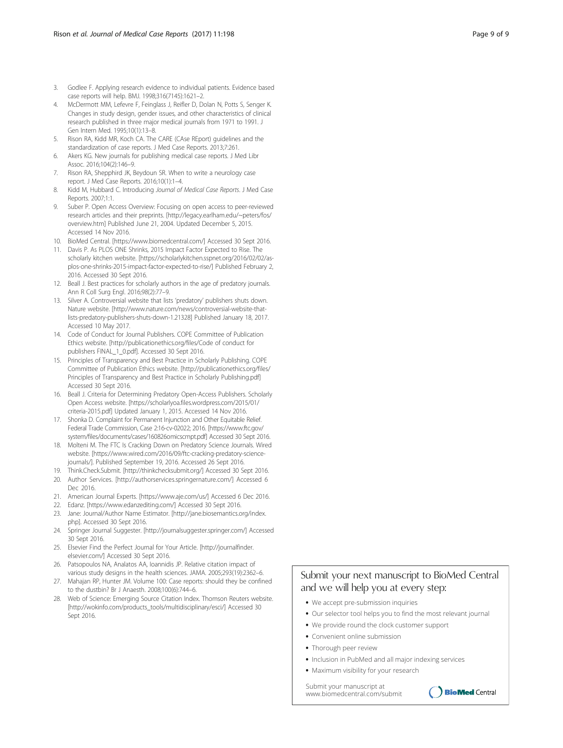3. Godlee F. Applying research evidence to individual patients. Evidence based case reports will help. BMJ. 1998;316(7145):1621–2.
4. McDermott MM, Lefevre F, Feinglass J, Reifler D, Dolan N, Potts S, Senger K. Changes in study design, gender issues, and other characteristics of clinical research published in three major medical journals from 1971 to 1991. J Gen Intern Med. 1995;10(1):13–8.
5. Rison RA, Kidd MR, Koch CA. The CARE (CAse REport) guidelines and the standardization of case reports. J Med Case Reports. 2013;7:261.
6. Akers KG. New journals for publishing medical case reports. J Med Libr Assoc. 2016;104(2):146–9.
7. Rison RA, Shepphird JK, Beydoun SR. When to write a neurology case report. J Med Case Reports. 2016;10(1):1–4.
8. Kidd M, Hubbard C. Introducing *Journal of Medical Case Reports*. J Med Case Reports. 2007;1:1.
9. Suber P. Open Access Overview: Focusing on open access to peer-reviewed research articles and their preprints. [http://legacy.earlham.edu/~peters/fos/overview.htm] Published June 21, 2004. Updated December 5, 2015. Accessed 14 Nov 2016.
10. BioMed Central. [https://www.biomedcentral.com/] Accessed 30 Sept 2016.
11. Davis P. As PLOS ONE Shrinks, 2015 Impact Factor Expected to Rise. The scholarly kitchen website. [https://scholarlykitchen.sspnet.org/2016/02/02/as-plos-one-shrinks-2015-impact-factor-expected-to-rise/] Published February 2, 2016. Accessed 30 Sept 2016.
12. Beall J. Best practices for scholarly authors in the age of predatory journals. Ann R Coll Surg Engl. 2016;98(2):77–9.
13. Silver A. Controversial website that lists 'predatory' publishers shuts down. Nature website. [http://www.nature.com/news/controversial-website-that-lists-predatory-publishers-shuts-down-1.21328] Published January 18, 2017. Accessed 10 May 2017.
14. Code of Conduct for Journal Publishers. COPE Committee of Publication Ethics website. [http://publicationethics.org/files/Code of conduct for publishers FINAL_1_0.pdf]. Accessed 30 Sept 2016.
15. Principles of Transparency and Best Practice in Scholarly Publishing. COPE Committee of Publication Ethics website. [http://publicationethics.org/files/Principles of Transparency and Best Practice in Scholarly Publishing.pdf] Accessed 30 Sept 2016.
16. Beall J. Criteria for Determining Predatory Open-Access Publishers. Scholarly Open Access website. [https://scholarlyoa.files.wordpress.com/2015/01/criteria-2015.pdf] Updated January 1, 2015. Accessed 14 Nov 2016.
17. Shonka D. Complaint for Permanent Injunction and Other Equitable Relief. Federal Trade Commission, Case 2:16-cv-02022; 2016. [https://www.ftc.gov/system/files/documents/cases/160826omicscmpt.pdf] Accessed 30 Sept 2016.
18. Molteni M. The FTC Is Cracking Down on Predatory Science Journals. Wired website. [https://www.wired.com/2016/09/ftc-cracking-predatory-science-journals/]. Published September 19, 2016. Accessed 26 Sept 2016.
19. Think.Check.Submit. [http://thinkchecksubmit.org/] Accessed 30 Sept 2016.
20. Author Services. [http://authorservices.springernature.com/] Accessed 6 Dec 2016.
21. American Journal Experts. [https://www.aje.com/us/] Accessed 6 Dec 2016.
22. Edanz. [https://www.edanzediting.com/] Accessed 30 Sept 2016.
23. Jane: Journal/Author Name Estimator. [http://jane.biosemantics.org/index.php]. Accessed 30 Sept 2016.
24. Springer Journal Suggester. [http://journalsuggester.springer.com/] Accessed 30 Sept 2016.
25. Elsevier Find the Perfect Journal for Your Article. [http://journalfinder.elsevier.com/] Accessed 30 Sept 2016.
26. Patsopoulos NA, Analatos AA, Ioannidis JP. Relative citation impact of various study designs in the health sciences. JAMA. 2005;293(19):2362–6.
27. Mahajan RP, Hunter JM. Volume 100: Case reports: should they be confined to the dustbin? Br J Anaesth. 2008;100(6):744–6.
28. Web of Science: Emerging Source Citation Index. Thomson Reuters website. [http://wokinfo.com/products_tools/multidisciplinary/esci/] Accessed 30 Sept 2016.

Submit your next manuscript to BioMed Central and we will help you at every step:

- We accept pre-submission inquiries
- Our selector tool helps you to find the most relevant journal
- We provide round the clock customer support
- Convenient online submission
- Thorough peer review
- Inclusion in PubMed and all major indexing services
- Maximum visibility for your research

Submit your manuscript at
www.biomedcentral.com/submit

BioMed Central